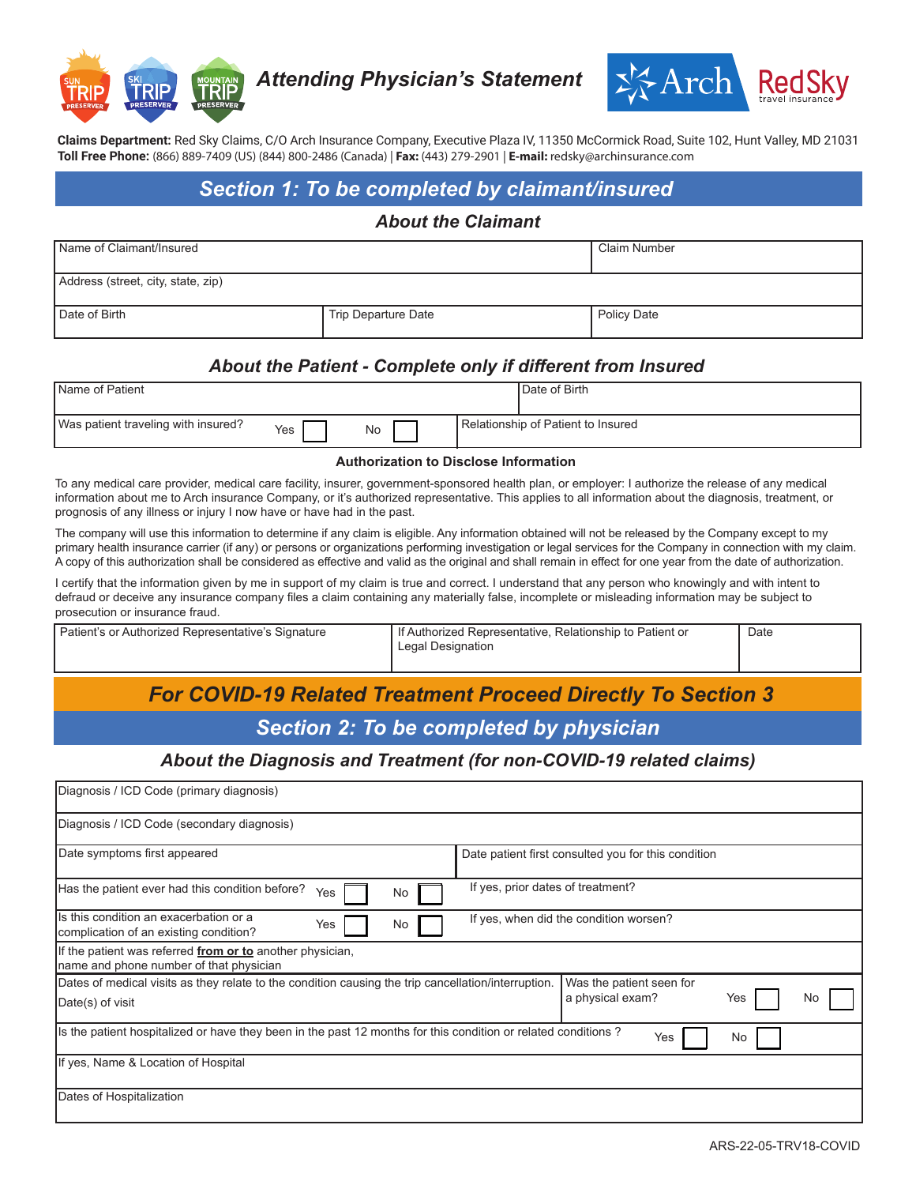# Attending Physician's Statement

**Claims Department:** Red Sky Claims, C/O Arch Insurance Company, Executive Plaza IV, 11350 McCormick Road, Suite 102, Hunt Valley, MD 21031
**Toll Free Phone:** (866) 889-7409 (US) (844) 800-2486 (Canada) | **Fax:** (443) 279-2901 | **E-mail:** redsky@archinsurance.com

## Section 1: To be completed by claimant/insured

### About the Claimant

| Name of Claimant/Insured | | Claim Number |
|---|---|---|
| Address (street, city, state, zip) | | |
| Date of Birth | Trip Departure Date | Policy Date |

### About the Patient - Complete only if different from Insured

| Name of Patient | Date of Birth |
|---|---|
| Was patient traveling with insured? Yes ☐ No ☐ | Relationship of Patient to Insured |

**Authorization to Disclose Information**

To any medical care provider, medical care facility, insurer, government-sponsored health plan, or employer: I authorize the release of any medical information about me to Arch insurance Company, or it's authorized representative. This applies to all information about the diagnosis, treatment, or prognosis of any illness or injury I now have or have had in the past.

The company will use this information to determine if any claim is eligible. Any information obtained will not be released by the Company except to my primary health insurance carrier (if any) or persons or organizations performing investigation or legal services for the Company in connection with my claim. A copy of this authorization shall be considered as effective and valid as the original and shall remain in effect for one year from the date of authorization.

I certify that the information given by me in support of my claim is true and correct. I understand that any person who knowingly and with intent to defraud or deceive any insurance company files a claim containing any materially false, incomplete or misleading information may be subject to prosecution or insurance fraud.

| Patient's or Authorized Representative's Signature | If Authorized Representative, Relationship to Patient or Legal Designation | Date |
|---|---|---|

## For COVID-19 Related Treatment Proceed Directly To Section 3

## Section 2: To be completed by physician

### About the Diagnosis and Treatment (for non-COVID-19 related claims)

| Diagnosis / ICD Code (primary diagnosis) | |
|---|---|
| Diagnosis / ICD Code (secondary diagnosis) | |
| Date symptoms first appeared | Date patient first consulted you for this condition |
| Has the patient ever had this condition before? Yes ☐ No ☐ | If yes, prior dates of treatment? |
| Is this condition an exacerbation or a complication of an existing condition? Yes ☐ No ☐ | If yes, when did the condition worsen? |
| If the patient was referred **from or to** another physician, name and phone number of that physician | |
| Dates of medical visits as they relate to the condition causing the trip cancellation/interruption. Date(s) of visit | Was the patient seen for a physical exam? Yes ☐ No ☐ |
| Is the patient hospitalized or have they been in the past 12 months for this condition or related conditions ? Yes ☐ No ☐ | |
| If yes, Name & Location of Hospital | |
| Dates of Hospitalization | |

ARS-22-05-TRV18-COVID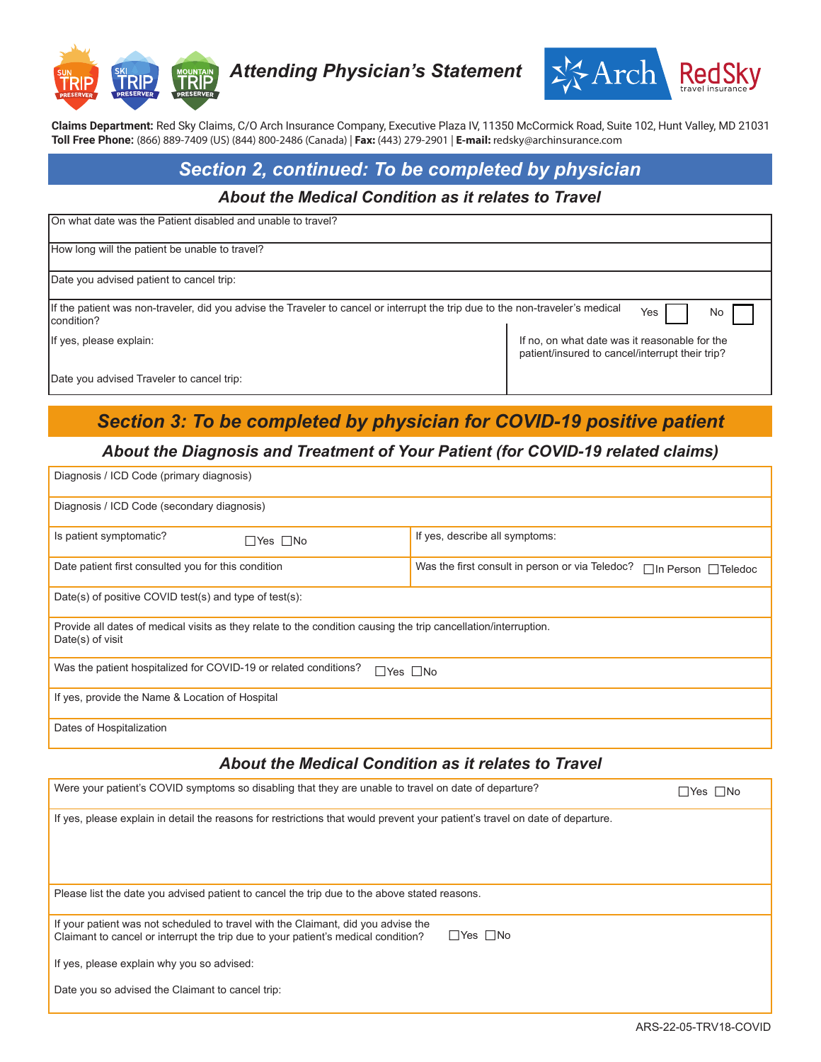## *Attending Physician's Statement*

**Claims Department:** Red Sky Claims, C/O Arch Insurance Company, Executive Plaza IV, 11350 McCormick Road, Suite 102, Hunt Valley, MD 21031
**Toll Free Phone:** (866) 889-7409 (US) (844) 800-2486 (Canada) | **Fax:** (443) 279-2901 | **E-mail:** redsky@archinsurance.com

## *Section 2, continued: To be completed by physician*

### *About the Medical Condition as it relates to Travel*

| | |
|---|---|
| On what date was the Patient disabled and unable to travel? | |
| How long will the patient be unable to travel? | |
| Date you advised patient to cancel trip: | |
| If the patient was non-traveler, did you advise the Traveler to cancel or interrupt the trip due to the non-traveler's medical condition? | Yes ☐ No ☐ |
| If yes, please explain: | If no, on what date was it reasonable for the patient/insured to cancel/interrupt their trip? |
| Date you advised Traveler to cancel trip: | |

## *Section 3: To be completed by physician for COVID-19 positive patient*

### *About the Diagnosis and Treatment of Your Patient (for COVID-19 related claims)*

| | |
|---|---|
| Diagnosis / ICD Code (primary diagnosis) | |
| Diagnosis / ICD Code (secondary diagnosis) | |
| Is patient symptomatic? ☐Yes ☐No | If yes, describe all symptoms: |
| Date patient first consulted you for this condition | Was the first consult in person or via Teledoc? ☐In Person ☐Teledoc |
| Date(s) of positive COVID test(s) and type of test(s): | |
| Provide all dates of medical visits as they relate to the condition causing the trip cancellation/interruption. Date(s) of visit | |
| Was the patient hospitalized for COVID-19 or related conditions? ☐Yes ☐No | |
| If yes, provide the Name & Location of Hospital | |
| Dates of Hospitalization | |

### *About the Medical Condition as it relates to Travel*

| | |
|---|---|
| Were your patient's COVID symptoms so disabling that they are unable to travel on date of departure? | ☐Yes ☐No |
| If yes, please explain in detail the reasons for restrictions that would prevent your patient's travel on date of departure. | |
| Please list the date you advised patient to cancel the trip due to the above stated reasons. | |
| If your patient was not scheduled to travel with the Claimant, did you advise the Claimant to cancel or interrupt the trip due to your patient's medical condition? | ☐Yes ☐No |
| If yes, please explain why you so advised: | |
| Date you so advised the Claimant to cancel trip: | |

ARS-22-05-TRV18-COVID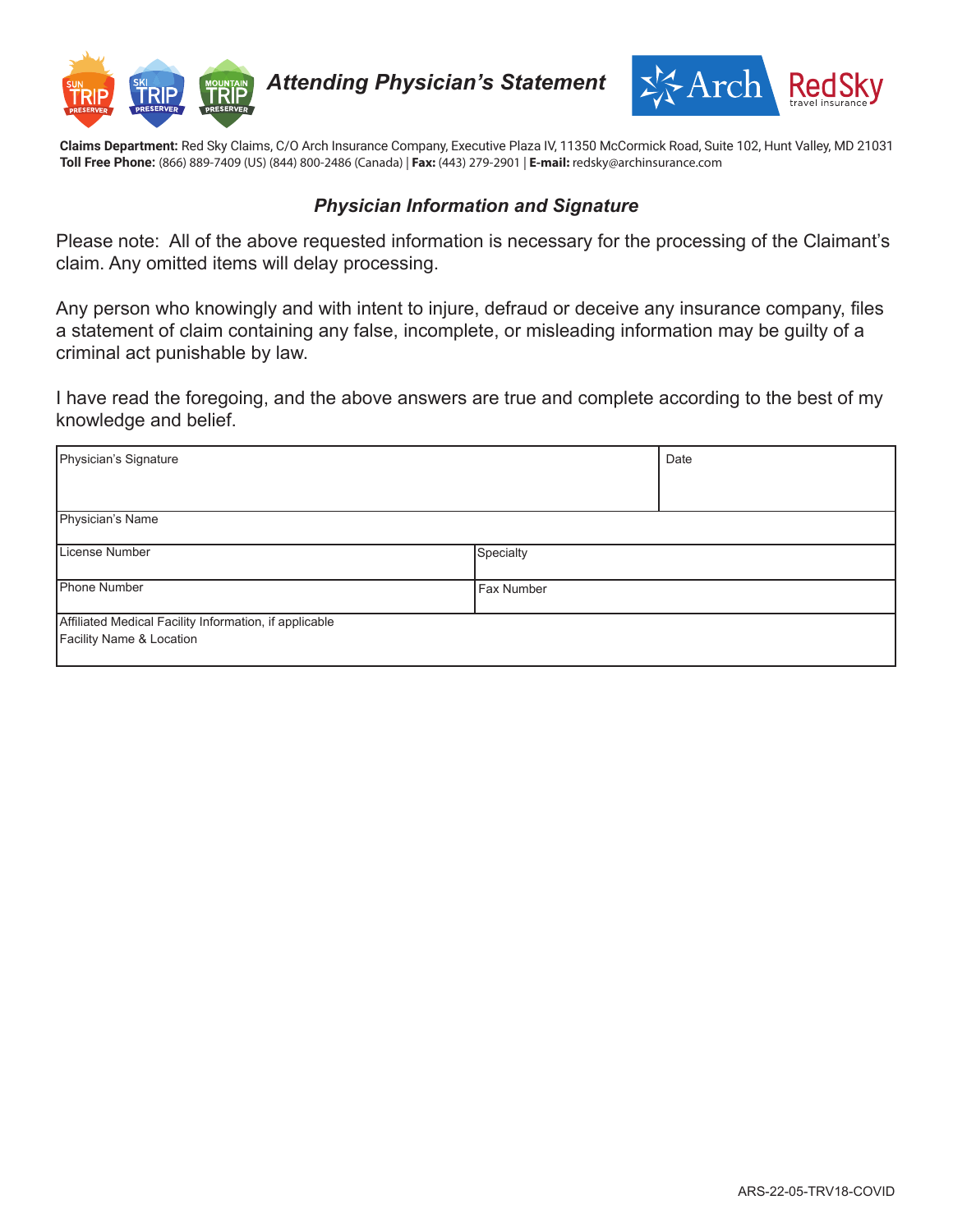# Attending Physician's Statement

**Claims Department:** Red Sky Claims, C/O Arch Insurance Company, Executive Plaza IV, 11350 McCormick Road, Suite 102, Hunt Valley, MD 21031
**Toll Free Phone:** (866) 889-7409 (US) (844) 800-2486 (Canada) | **Fax:** (443) 279-2901 | **E-mail:** redsky@archinsurance.com

## *Physician Information and Signature*

Please note: All of the above requested information is necessary for the processing of the Claimant's claim. Any omitted items will delay processing.

Any person who knowingly and with intent to injure, defraud or deceive any insurance company, files a statement of claim containing any false, incomplete, or misleading information may be guilty of a criminal act punishable by law.

I have read the foregoing, and the above answers are true and complete according to the best of my knowledge and belief.

| | |
|---|---|
| Physician's Signature | Date |
| Physician's Name | |
| License Number | Specialty |
| Phone Number | Fax Number |
| Affiliated Medical Facility Information, if applicable<br>Facility Name & Location | |

ARS-22-05-TRV18-COVID